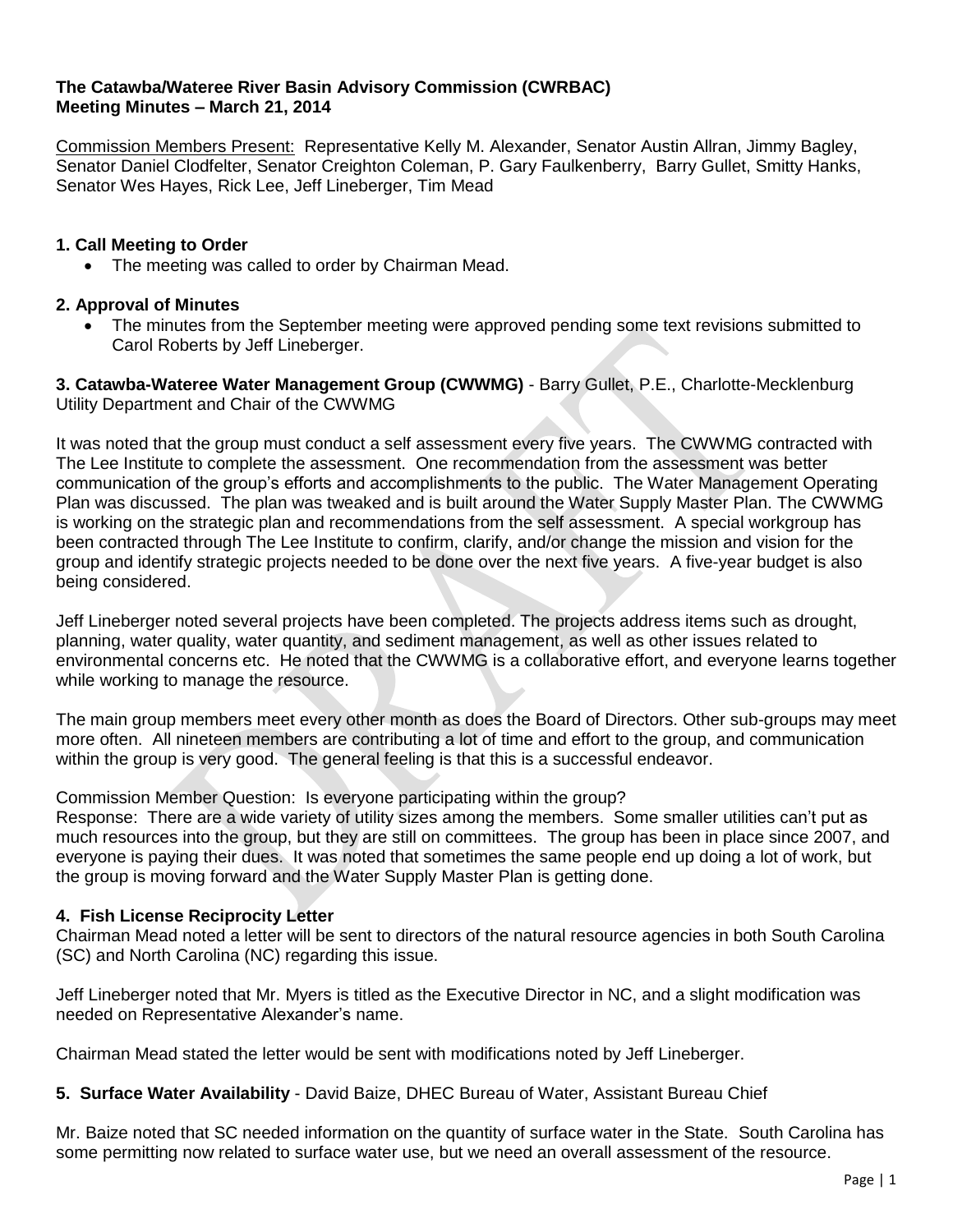**The Catawba/Wateree River Basin Advisory Commission (CWRBAC)**
**Meeting Minutes – March 21, 2014**

Commission Members Present: Representative Kelly M. Alexander, Senator Austin Allran, Jimmy Bagley, Senator Daniel Clodfelter, Senator Creighton Coleman, P. Gary Faulkenberry, Barry Gullet, Smitty Hanks, Senator Wes Hayes, Rick Lee, Jeff Lineberger, Tim Mead

### 1. Call Meeting to Order

- The meeting was called to order by Chairman Mead.

### 2. Approval of Minutes

- The minutes from the September meeting were approved pending some text revisions submitted to Carol Roberts by Jeff Lineberger.

**3. Catawba-Wateree Water Management Group (CWWMG)** - Barry Gullet, P.E., Charlotte-Mecklenburg Utility Department and Chair of the CWWMG

It was noted that the group must conduct a self assessment every five years. The CWWMG contracted with The Lee Institute to complete the assessment. One recommendation from the assessment was better communication of the group's efforts and accomplishments to the public. The Water Management Operating Plan was discussed. The plan was tweaked and is built around the Water Supply Master Plan. The CWWMG is working on the strategic plan and recommendations from the self assessment. A special workgroup has been contracted through The Lee Institute to confirm, clarify, and/or change the mission and vision for the group and identify strategic projects needed to be done over the next five years. A five-year budget is also being considered.

Jeff Lineberger noted several projects have been completed. The projects address items such as drought, planning, water quality, water quantity, and sediment management, as well as other issues related to environmental concerns etc. He noted that the CWWMG is a collaborative effort, and everyone learns together while working to manage the resource.

The main group members meet every other month as does the Board of Directors. Other sub-groups may meet more often. All nineteen members are contributing a lot of time and effort to the group, and communication within the group is very good. The general feeling is that this is a successful endeavor.

Commission Member Question: Is everyone participating within the group?
Response: There are a wide variety of utility sizes among the members. Some smaller utilities can't put as much resources into the group, but they are still on committees. The group has been in place since 2007, and everyone is paying their dues. It was noted that sometimes the same people end up doing a lot of work, but the group is moving forward and the Water Supply Master Plan is getting done.

### 4. Fish License Reciprocity Letter

Chairman Mead noted a letter will be sent to directors of the natural resource agencies in both South Carolina (SC) and North Carolina (NC) regarding this issue.

Jeff Lineberger noted that Mr. Myers is titled as the Executive Director in NC, and a slight modification was needed on Representative Alexander's name.

Chairman Mead stated the letter would be sent with modifications noted by Jeff Lineberger.

**5. Surface Water Availability** - David Baize, DHEC Bureau of Water, Assistant Bureau Chief

Mr. Baize noted that SC needed information on the quantity of surface water in the State. South Carolina has some permitting now related to surface water use, but we need an overall assessment of the resource.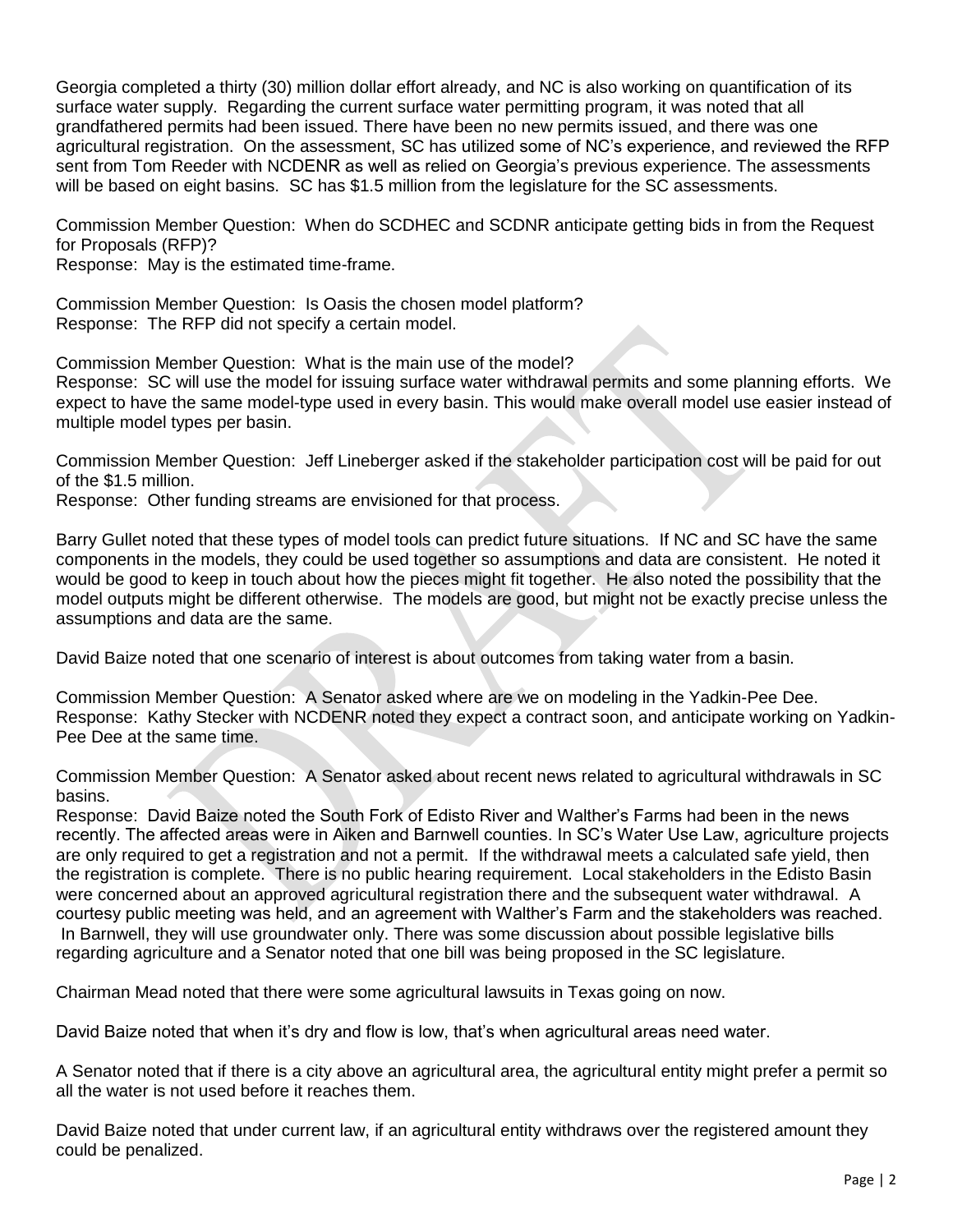Georgia completed a thirty (30) million dollar effort already, and NC is also working on quantification of its surface water supply. Regarding the current surface water permitting program, it was noted that all grandfathered permits had been issued. There have been no new permits issued, and there was one agricultural registration. On the assessment, SC has utilized some of NC's experience, and reviewed the RFP sent from Tom Reeder with NCDENR as well as relied on Georgia's previous experience. The assessments will be based on eight basins. SC has $1.5 million from the legislature for the SC assessments.

Commission Member Question: When do SCDHEC and SCDNR anticipate getting bids in from the Request for Proposals (RFP)?
Response: May is the estimated time-frame.

Commission Member Question: Is Oasis the chosen model platform?
Response: The RFP did not specify a certain model.

Commission Member Question: What is the main use of the model?
Response: SC will use the model for issuing surface water withdrawal permits and some planning efforts. We expect to have the same model-type used in every basin. This would make overall model use easier instead of multiple model types per basin.

Commission Member Question: Jeff Lineberger asked if the stakeholder participation cost will be paid for out of the $1.5 million.
Response: Other funding streams are envisioned for that process.

Barry Gullet noted that these types of model tools can predict future situations. If NC and SC have the same components in the models, they could be used together so assumptions and data are consistent. He noted it would be good to keep in touch about how the pieces might fit together. He also noted the possibility that the model outputs might be different otherwise. The models are good, but might not be exactly precise unless the assumptions and data are the same.

David Baize noted that one scenario of interest is about outcomes from taking water from a basin.

Commission Member Question: A Senator asked where are we on modeling in the Yadkin-Pee Dee.
Response: Kathy Stecker with NCDENR noted they expect a contract soon, and anticipate working on Yadkin-Pee Dee at the same time.

Commission Member Question: A Senator asked about recent news related to agricultural withdrawals in SC basins.
Response: David Baize noted the South Fork of Edisto River and Walther's Farms had been in the news recently. The affected areas were in Aiken and Barnwell counties. In SC's Water Use Law, agriculture projects are only required to get a registration and not a permit. If the withdrawal meets a calculated safe yield, then the registration is complete. There is no public hearing requirement. Local stakeholders in the Edisto Basin were concerned about an approved agricultural registration there and the subsequent water withdrawal. A courtesy public meeting was held, and an agreement with Walther's Farm and the stakeholders was reached. In Barnwell, they will use groundwater only. There was some discussion about possible legislative bills regarding agriculture and a Senator noted that one bill was being proposed in the SC legislature.

Chairman Mead noted that there were some agricultural lawsuits in Texas going on now.

David Baize noted that when it's dry and flow is low, that's when agricultural areas need water.

A Senator noted that if there is a city above an agricultural area, the agricultural entity might prefer a permit so all the water is not used before it reaches them.

David Baize noted that under current law, if an agricultural entity withdraws over the registered amount they could be penalized.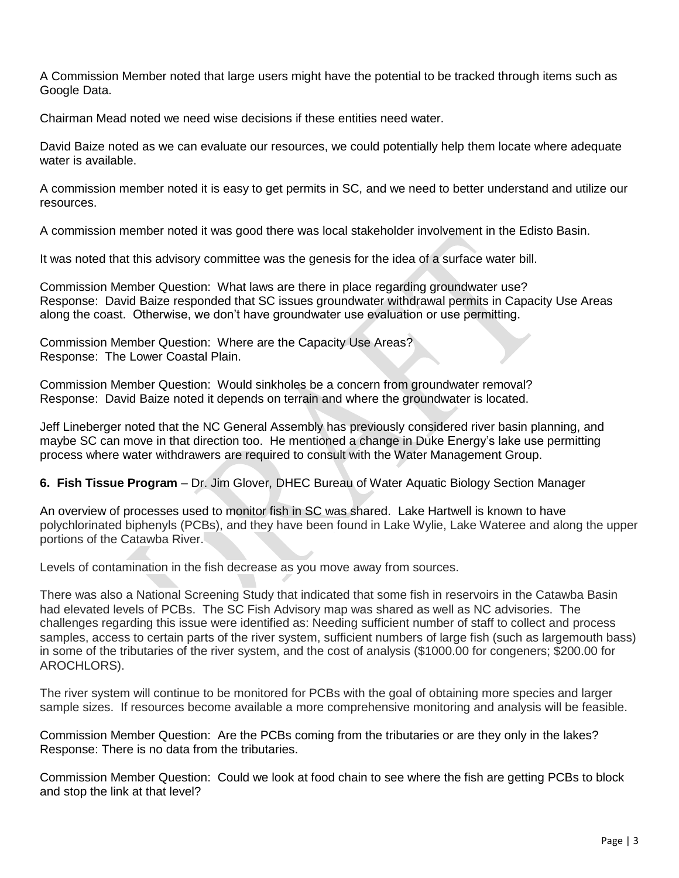A Commission Member noted that large users might have the potential to be tracked through items such as Google Data.

Chairman Mead noted we need wise decisions if these entities need water.

David Baize noted as we can evaluate our resources, we could potentially help them locate where adequate water is available.

A commission member noted it is easy to get permits in SC, and we need to better understand and utilize our resources.

A commission member noted it was good there was local stakeholder involvement in the Edisto Basin.

It was noted that this advisory committee was the genesis for the idea of a surface water bill.

Commission Member Question: What laws are there in place regarding groundwater use?
Response: David Baize responded that SC issues groundwater withdrawal permits in Capacity Use Areas along the coast. Otherwise, we don't have groundwater use evaluation or use permitting.

Commission Member Question: Where are the Capacity Use Areas?
Response: The Lower Coastal Plain.

Commission Member Question: Would sinkholes be a concern from groundwater removal?
Response: David Baize noted it depends on terrain and where the groundwater is located.

Jeff Lineberger noted that the NC General Assembly has previously considered river basin planning, and maybe SC can move in that direction too. He mentioned a change in Duke Energy's lake use permitting process where water withdrawers are required to consult with the Water Management Group.

**6. Fish Tissue Program** – Dr. Jim Glover, DHEC Bureau of Water Aquatic Biology Section Manager

An overview of processes used to monitor fish in SC was shared. Lake Hartwell is known to have polychlorinated biphenyls (PCBs), and they have been found in Lake Wylie, Lake Wateree and along the upper portions of the Catawba River.

Levels of contamination in the fish decrease as you move away from sources.

There was also a National Screening Study that indicated that some fish in reservoirs in the Catawba Basin had elevated levels of PCBs. The SC Fish Advisory map was shared as well as NC advisories. The challenges regarding this issue were identified as: Needing sufficient number of staff to collect and process samples, access to certain parts of the river system, sufficient numbers of large fish (such as largemouth bass) in some of the tributaries of the river system, and the cost of analysis ($1000.00 for congeners; $200.00 for AROCHLORS).

The river system will continue to be monitored for PCBs with the goal of obtaining more species and larger sample sizes. If resources become available a more comprehensive monitoring and analysis will be feasible.

Commission Member Question: Are the PCBs coming from the tributaries or are they only in the lakes?
Response: There is no data from the tributaries.

Commission Member Question: Could we look at food chain to see where the fish are getting PCBs to block and stop the link at that level?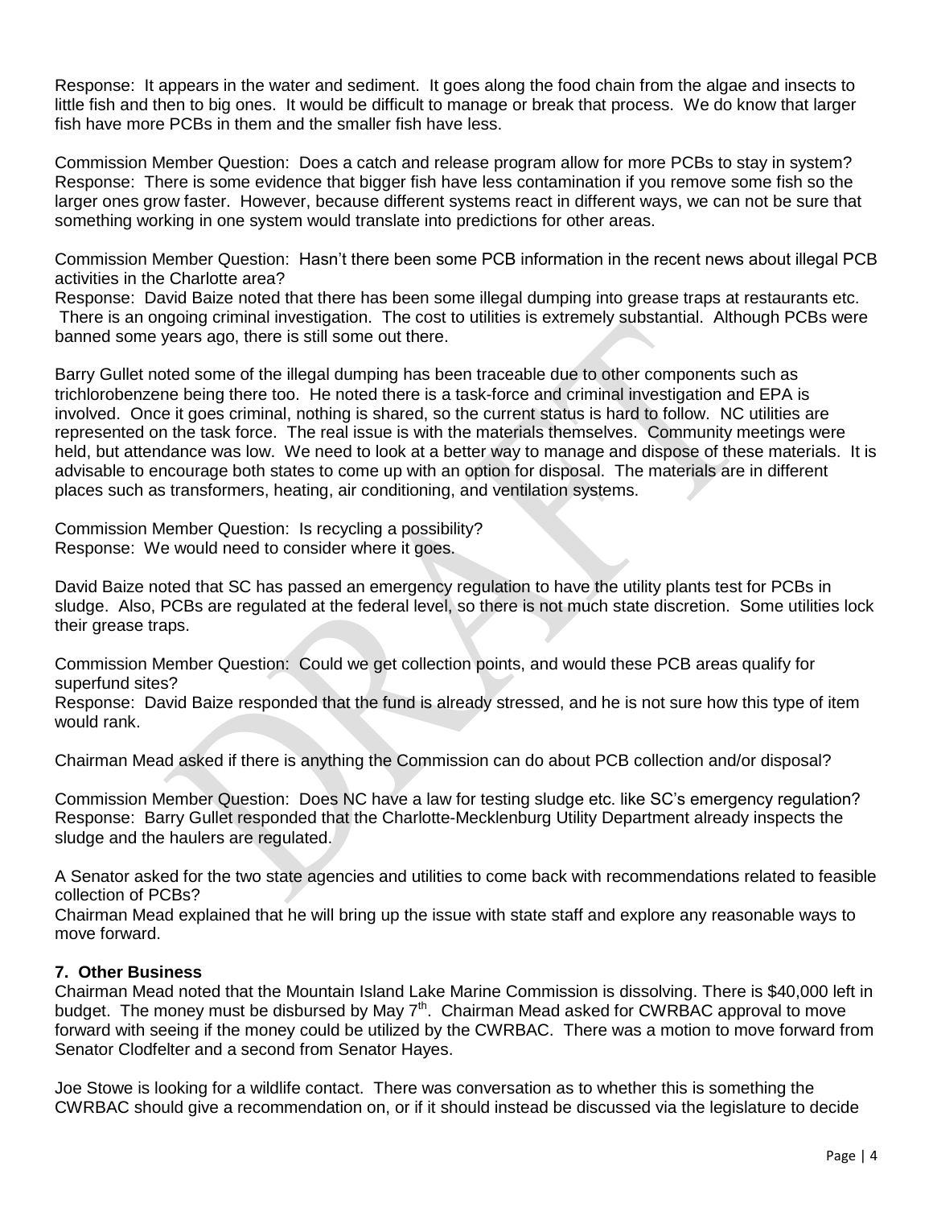Response: It appears in the water and sediment. It goes along the food chain from the algae and insects to little fish and then to big ones. It would be difficult to manage or break that process. We do know that larger fish have more PCBs in them and the smaller fish have less.

Commission Member Question: Does a catch and release program allow for more PCBs to stay in system?
Response: There is some evidence that bigger fish have less contamination if you remove some fish so the larger ones grow faster. However, because different systems react in different ways, we can not be sure that something working in one system would translate into predictions for other areas.

Commission Member Question: Hasn't there been some PCB information in the recent news about illegal PCB activities in the Charlotte area?
Response: David Baize noted that there has been some illegal dumping into grease traps at restaurants etc. There is an ongoing criminal investigation. The cost to utilities is extremely substantial. Although PCBs were banned some years ago, there is still some out there.

Barry Gullet noted some of the illegal dumping has been traceable due to other components such as trichlorobenzene being there too. He noted there is a task-force and criminal investigation and EPA is involved. Once it goes criminal, nothing is shared, so the current status is hard to follow. NC utilities are represented on the task force. The real issue is with the materials themselves. Community meetings were held, but attendance was low. We need to look at a better way to manage and dispose of these materials. It is advisable to encourage both states to come up with an option for disposal. The materials are in different places such as transformers, heating, air conditioning, and ventilation systems.

Commission Member Question: Is recycling a possibility?
Response: We would need to consider where it goes.

David Baize noted that SC has passed an emergency regulation to have the utility plants test for PCBs in sludge. Also, PCBs are regulated at the federal level, so there is not much state discretion. Some utilities lock their grease traps.

Commission Member Question: Could we get collection points, and would these PCB areas qualify for superfund sites?
Response: David Baize responded that the fund is already stressed, and he is not sure how this type of item would rank.

Chairman Mead asked if there is anything the Commission can do about PCB collection and/or disposal?

Commission Member Question: Does NC have a law for testing sludge etc. like SC's emergency regulation?
Response: Barry Gullet responded that the Charlotte-Mecklenburg Utility Department already inspects the sludge and the haulers are regulated.

A Senator asked for the two state agencies and utilities to come back with recommendations related to feasible collection of PCBs?
Chairman Mead explained that he will bring up the issue with state staff and explore any reasonable ways to move forward.

### 7. Other Business

Chairman Mead noted that the Mountain Island Lake Marine Commission is dissolving. There is $40,000 left in budget. The money must be disbursed by May 7th. Chairman Mead asked for CWRBAC approval to move forward with seeing if the money could be utilized by the CWRBAC. There was a motion to move forward from Senator Clodfelter and a second from Senator Hayes.

Joe Stowe is looking for a wildlife contact. There was conversation as to whether this is something the CWRBAC should give a recommendation on, or if it should instead be discussed via the legislature to decide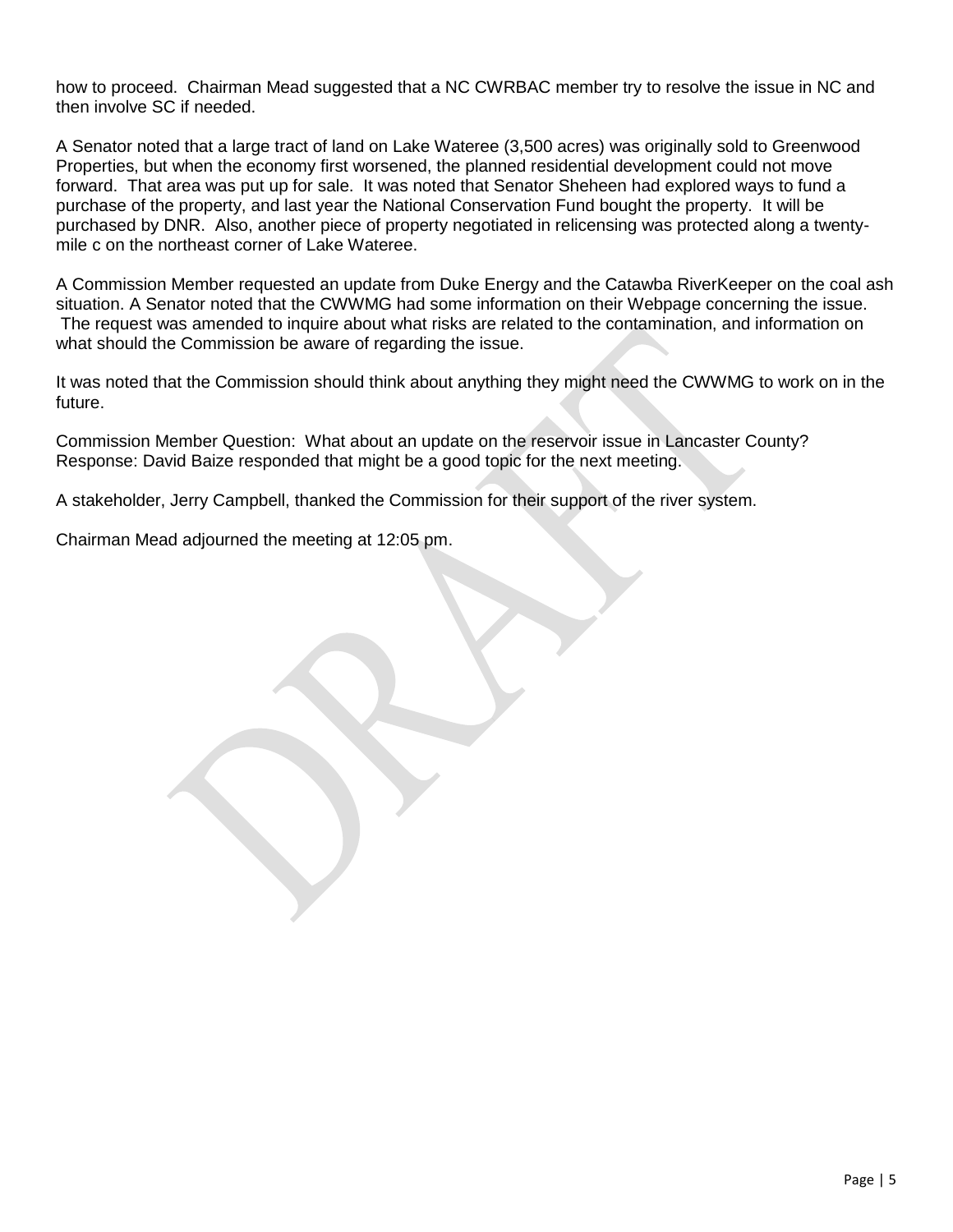how to proceed. Chairman Mead suggested that a NC CWRBAC member try to resolve the issue in NC and then involve SC if needed.

A Senator noted that a large tract of land on Lake Wateree (3,500 acres) was originally sold to Greenwood Properties, but when the economy first worsened, the planned residential development could not move forward. That area was put up for sale. It was noted that Senator Sheheen had explored ways to fund a purchase of the property, and last year the National Conservation Fund bought the property. It will be purchased by DNR. Also, another piece of property negotiated in relicensing was protected along a twenty-mile c on the northeast corner of Lake Wateree.

A Commission Member requested an update from Duke Energy and the Catawba RiverKeeper on the coal ash situation. A Senator noted that the CWWMG had some information on their Webpage concerning the issue. The request was amended to inquire about what risks are related to the contamination, and information on what should the Commission be aware of regarding the issue.

It was noted that the Commission should think about anything they might need the CWWMG to work on in the future.

Commission Member Question: What about an update on the reservoir issue in Lancaster County?
Response: David Baize responded that might be a good topic for the next meeting.

A stakeholder, Jerry Campbell, thanked the Commission for their support of the river system.

Chairman Mead adjourned the meeting at 12:05 pm.